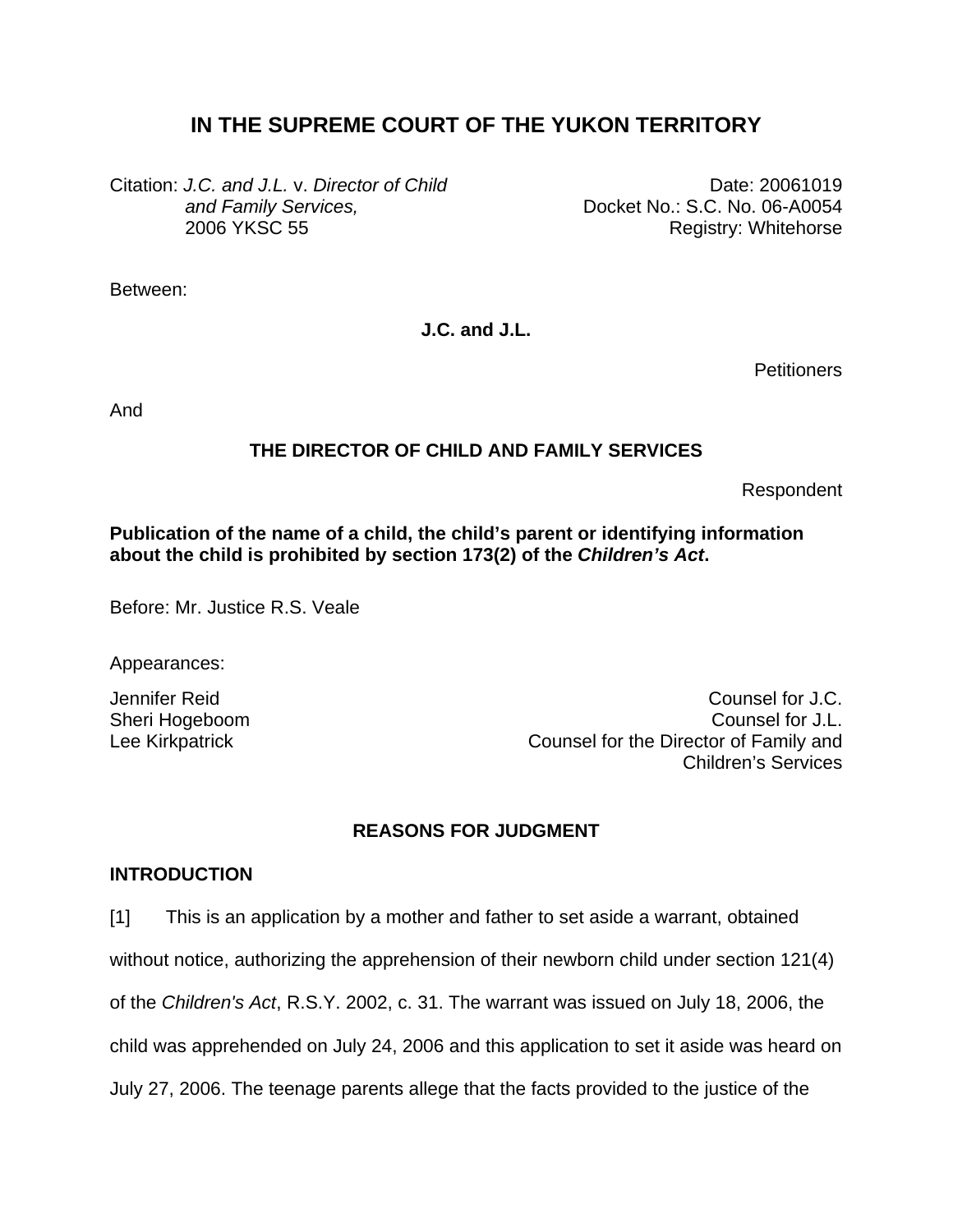# IN THE SUPREME COURT OF THE YUKON TERRITORY

Citation: *J.C. and J.L.* v. *Director of Child and Family Services,* 2006 YKSC 55

Date: 20061019
Docket No.: S.C. No. 06-A0054
Registry: Whitehorse

Between:

**J.C. and J.L.**

Petitioners

And

**THE DIRECTOR OF CHILD AND FAMILY SERVICES**

Respondent

**Publication of the name of a child, the child's parent or identifying information about the child is prohibited by section 173(2) of the *Children's Act*.**

Before: Mr. Justice R.S. Veale

Appearances:

| | |
|---|---|
| Jennifer Reid | Counsel for J.C. |
| Sheri Hogeboom | Counsel for J.L. |
| Lee Kirkpatrick | Counsel for the Director of Family and Children's Services |

## REASONS FOR JUDGMENT

### INTRODUCTION

[1] This is an application by a mother and father to set aside a warrant, obtained without notice, authorizing the apprehension of their newborn child under section 121(4) of the *Children's Act*, R.S.Y. 2002, c. 31. The warrant was issued on July 18, 2006, the child was apprehended on July 24, 2006 and this application to set it aside was heard on July 27, 2006. The teenage parents allege that the facts provided to the justice of the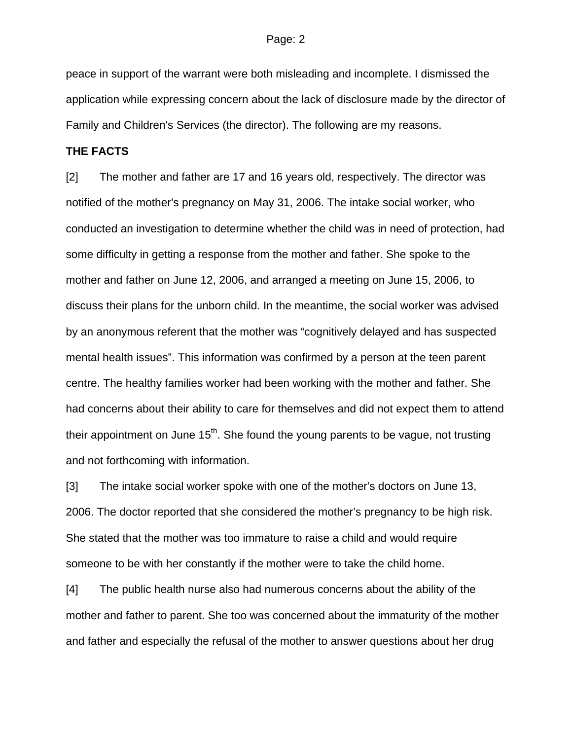peace in support of the warrant were both misleading and incomplete. I dismissed the application while expressing concern about the lack of disclosure made by the director of Family and Children's Services (the director). The following are my reasons.

**THE FACTS**

[2] The mother and father are 17 and 16 years old, respectively. The director was notified of the mother's pregnancy on May 31, 2006. The intake social worker, who conducted an investigation to determine whether the child was in need of protection, had some difficulty in getting a response from the mother and father. She spoke to the mother and father on June 12, 2006, and arranged a meeting on June 15, 2006, to discuss their plans for the unborn child. In the meantime, the social worker was advised by an anonymous referent that the mother was "cognitively delayed and has suspected mental health issues". This information was confirmed by a person at the teen parent centre. The healthy families worker had been working with the mother and father. She had concerns about their ability to care for themselves and did not expect them to attend their appointment on June 15th. She found the young parents to be vague, not trusting and not forthcoming with information.

[3] The intake social worker spoke with one of the mother's doctors on June 13, 2006. The doctor reported that she considered the mother's pregnancy to be high risk. She stated that the mother was too immature to raise a child and would require someone to be with her constantly if the mother were to take the child home.

[4] The public health nurse also had numerous concerns about the ability of the mother and father to parent. She too was concerned about the immaturity of the mother and father and especially the refusal of the mother to answer questions about her drug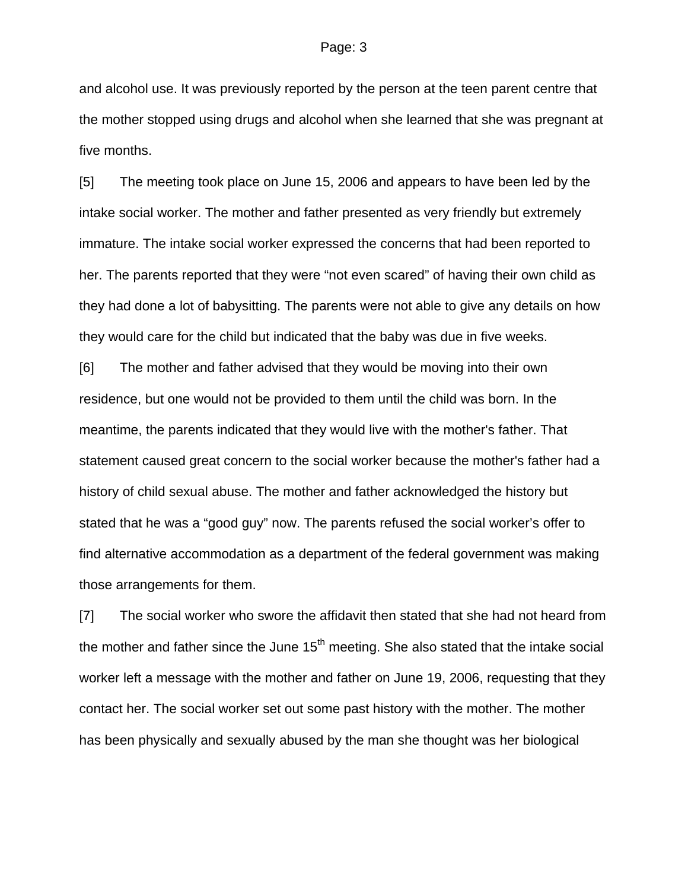and alcohol use. It was previously reported by the person at the teen parent centre that the mother stopped using drugs and alcohol when she learned that she was pregnant at five months.

[5] The meeting took place on June 15, 2006 and appears to have been led by the intake social worker. The mother and father presented as very friendly but extremely immature. The intake social worker expressed the concerns that had been reported to her. The parents reported that they were “not even scared” of having their own child as they had done a lot of babysitting. The parents were not able to give any details on how they would care for the child but indicated that the baby was due in five weeks.

[6] The mother and father advised that they would be moving into their own residence, but one would not be provided to them until the child was born. In the meantime, the parents indicated that they would live with the mother's father. That statement caused great concern to the social worker because the mother's father had a history of child sexual abuse. The mother and father acknowledged the history but stated that he was a “good guy” now. The parents refused the social worker’s offer to find alternative accommodation as a department of the federal government was making those arrangements for them.

[7] The social worker who swore the affidavit then stated that she had not heard from the mother and father since the June 15th meeting. She also stated that the intake social worker left a message with the mother and father on June 19, 2006, requesting that they contact her. The social worker set out some past history with the mother. The mother has been physically and sexually abused by the man she thought was her biological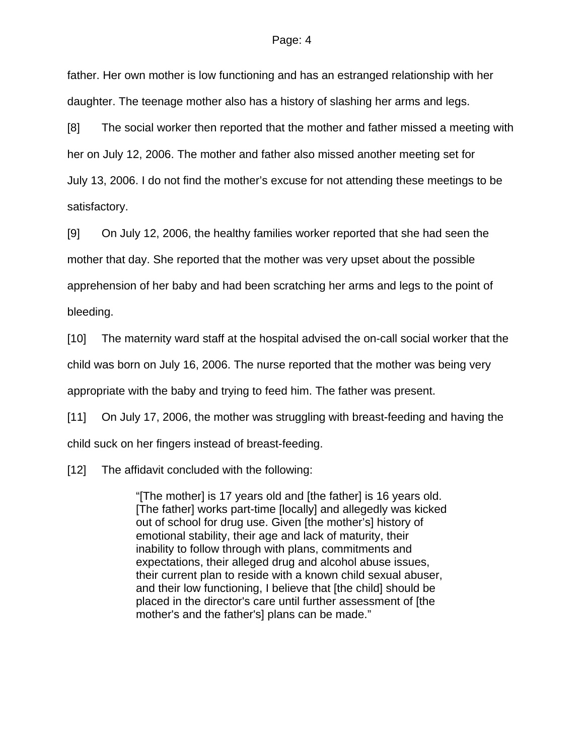father. Her own mother is low functioning and has an estranged relationship with her daughter. The teenage mother also has a history of slashing her arms and legs.

[8] The social worker then reported that the mother and father missed a meeting with her on July 12, 2006. The mother and father also missed another meeting set for July 13, 2006. I do not find the mother's excuse for not attending these meetings to be satisfactory.

[9] On July 12, 2006, the healthy families worker reported that she had seen the mother that day. She reported that the mother was very upset about the possible apprehension of her baby and had been scratching her arms and legs to the point of bleeding.

[10] The maternity ward staff at the hospital advised the on-call social worker that the child was born on July 16, 2006. The nurse reported that the mother was being very appropriate with the baby and trying to feed him. The father was present.

[11] On July 17, 2006, the mother was struggling with breast-feeding and having the child suck on her fingers instead of breast-feeding.

[12] The affidavit concluded with the following:

> "[The mother] is 17 years old and [the father] is 16 years old. [The father] works part-time [locally] and allegedly was kicked out of school for drug use. Given [the mother's] history of emotional stability, their age and lack of maturity, their inability to follow through with plans, commitments and expectations, their alleged drug and alcohol abuse issues, their current plan to reside with a known child sexual abuser, and their low functioning, I believe that [the child] should be placed in the director's care until further assessment of [the mother's and the father's] plans can be made."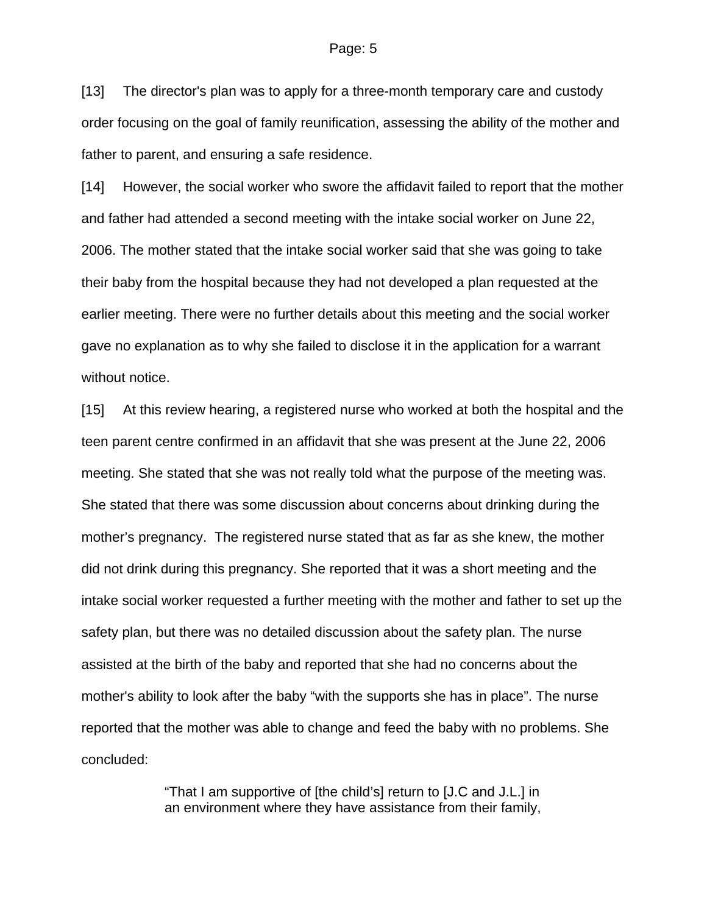[13] The director's plan was to apply for a three-month temporary care and custody order focusing on the goal of family reunification, assessing the ability of the mother and father to parent, and ensuring a safe residence.

[14] However, the social worker who swore the affidavit failed to report that the mother and father had attended a second meeting with the intake social worker on June 22, 2006. The mother stated that the intake social worker said that she was going to take their baby from the hospital because they had not developed a plan requested at the earlier meeting. There were no further details about this meeting and the social worker gave no explanation as to why she failed to disclose it in the application for a warrant without notice.

[15] At this review hearing, a registered nurse who worked at both the hospital and the teen parent centre confirmed in an affidavit that she was present at the June 22, 2006 meeting. She stated that she was not really told what the purpose of the meeting was. She stated that there was some discussion about concerns about drinking during the mother's pregnancy. The registered nurse stated that as far as she knew, the mother did not drink during this pregnancy. She reported that it was a short meeting and the intake social worker requested a further meeting with the mother and father to set up the safety plan, but there was no detailed discussion about the safety plan. The nurse assisted at the birth of the baby and reported that she had no concerns about the mother's ability to look after the baby "with the supports she has in place". The nurse reported that the mother was able to change and feed the baby with no problems. She concluded:

> "That I am supportive of [the child's] return to [J.C and J.L.] in an environment where they have assistance from their family,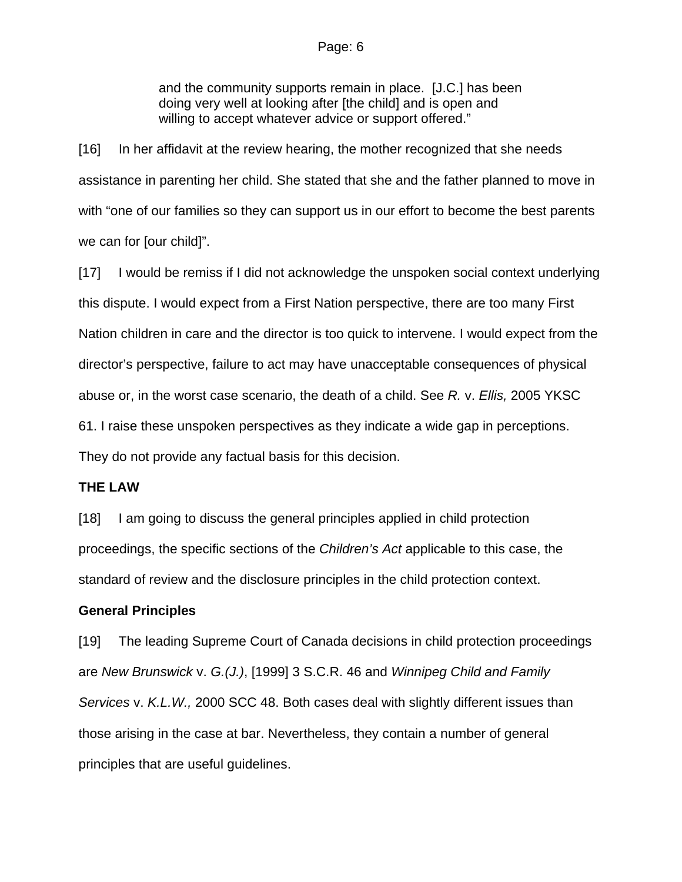> and the community supports remain in place. [J.C.] has been doing very well at looking after [the child] and is open and willing to accept whatever advice or support offered."

[16] In her affidavit at the review hearing, the mother recognized that she needs assistance in parenting her child. She stated that she and the father planned to move in with "one of our families so they can support us in our effort to become the best parents we can for [our child]".

[17] I would be remiss if I did not acknowledge the unspoken social context underlying this dispute. I would expect from a First Nation perspective, there are too many First Nation children in care and the director is too quick to intervene. I would expect from the director's perspective, failure to act may have unacceptable consequences of physical abuse or, in the worst case scenario, the death of a child. See *R.* v. *Ellis,* 2005 YKSC 61. I raise these unspoken perspectives as they indicate a wide gap in perceptions. They do not provide any factual basis for this decision.

## THE LAW

[18] I am going to discuss the general principles applied in child protection proceedings, the specific sections of the *Children's Act* applicable to this case, the standard of review and the disclosure principles in the child protection context.

### General Principles

[19] The leading Supreme Court of Canada decisions in child protection proceedings are *New Brunswick* v. *G.(J.)*, [1999] 3 S.C.R. 46 and *Winnipeg Child and Family Services* v. *K.L.W.,* 2000 SCC 48. Both cases deal with slightly different issues than those arising in the case at bar. Nevertheless, they contain a number of general principles that are useful guidelines.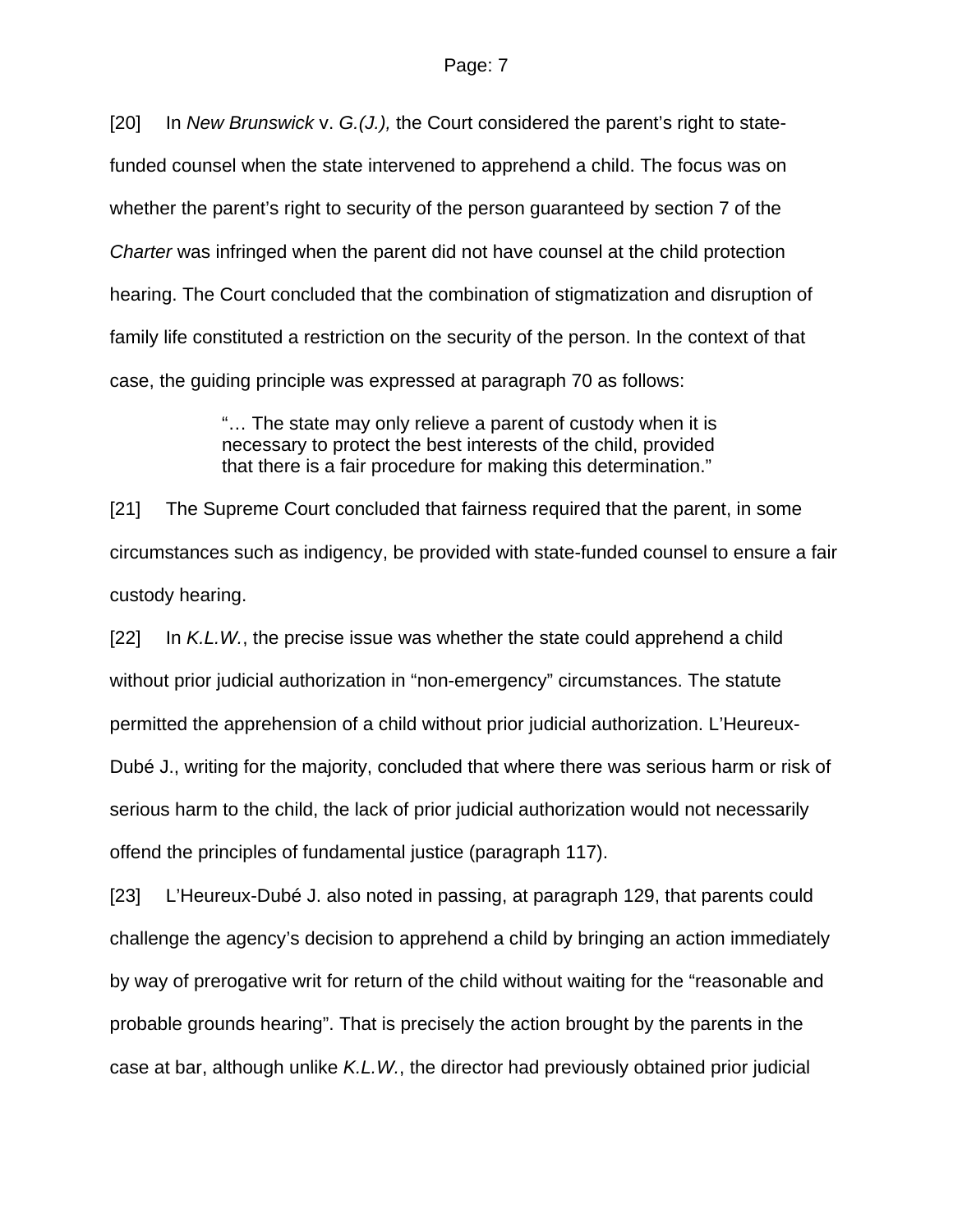[20] In *New Brunswick* v. *G.(J.),* the Court considered the parent's right to state-funded counsel when the state intervened to apprehend a child. The focus was on whether the parent's right to security of the person guaranteed by section 7 of the *Charter* was infringed when the parent did not have counsel at the child protection hearing. The Court concluded that the combination of stigmatization and disruption of family life constituted a restriction on the security of the person. In the context of that case, the guiding principle was expressed at paragraph 70 as follows:

> "… The state may only relieve a parent of custody when it is necessary to protect the best interests of the child, provided that there is a fair procedure for making this determination."

[21] The Supreme Court concluded that fairness required that the parent, in some circumstances such as indigency, be provided with state-funded counsel to ensure a fair custody hearing.

[22] In *K.L.W.*, the precise issue was whether the state could apprehend a child without prior judicial authorization in "non-emergency" circumstances. The statute permitted the apprehension of a child without prior judicial authorization. L'Heureux-Dubé J., writing for the majority, concluded that where there was serious harm or risk of serious harm to the child, the lack of prior judicial authorization would not necessarily offend the principles of fundamental justice (paragraph 117).

[23] L'Heureux-Dubé J. also noted in passing, at paragraph 129, that parents could challenge the agency's decision to apprehend a child by bringing an action immediately by way of prerogative writ for return of the child without waiting for the "reasonable and probable grounds hearing". That is precisely the action brought by the parents in the case at bar, although unlike *K.L.W.*, the director had previously obtained prior judicial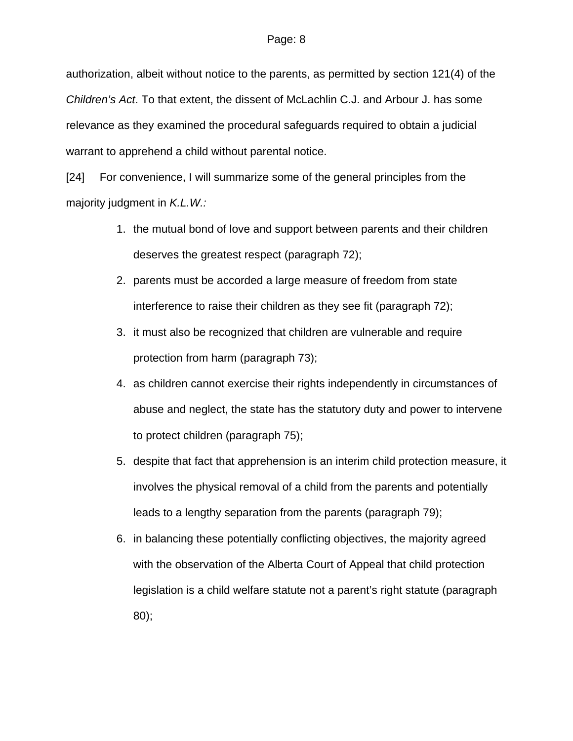authorization, albeit without notice to the parents, as permitted by section 121(4) of the *Children's Act*. To that extent, the dissent of McLachlin C.J. and Arbour J. has some relevance as they examined the procedural safeguards required to obtain a judicial warrant to apprehend a child without parental notice.

[24] For convenience, I will summarize some of the general principles from the majority judgment in *K.L.W.:*

1. the mutual bond of love and support between parents and their children deserves the greatest respect (paragraph 72);
2. parents must be accorded a large measure of freedom from state interference to raise their children as they see fit (paragraph 72);
3. it must also be recognized that children are vulnerable and require protection from harm (paragraph 73);
4. as children cannot exercise their rights independently in circumstances of abuse and neglect, the state has the statutory duty and power to intervene to protect children (paragraph 75);
5. despite that fact that apprehension is an interim child protection measure, it involves the physical removal of a child from the parents and potentially leads to a lengthy separation from the parents (paragraph 79);
6. in balancing these potentially conflicting objectives, the majority agreed with the observation of the Alberta Court of Appeal that child protection legislation is a child welfare statute not a parent's right statute (paragraph 80);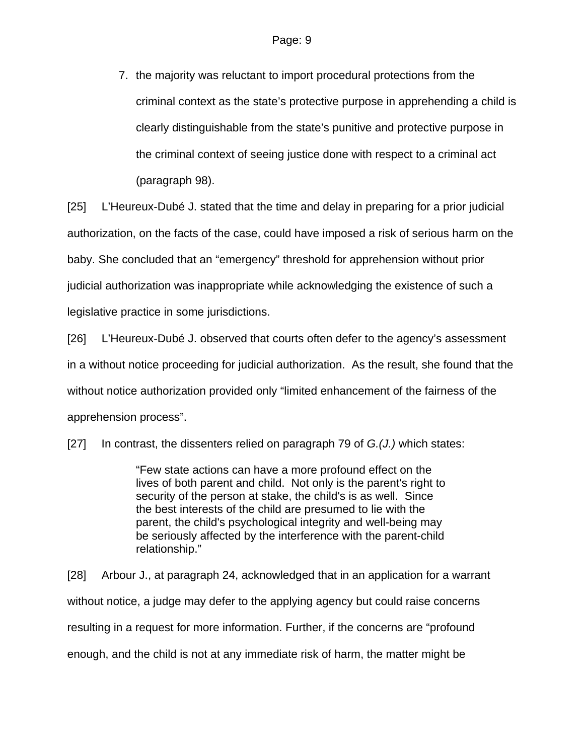7. the majority was reluctant to import procedural protections from the criminal context as the state's protective purpose in apprehending a child is clearly distinguishable from the state's punitive and protective purpose in the criminal context of seeing justice done with respect to a criminal act (paragraph 98).

[25] L'Heureux-Dubé J. stated that the time and delay in preparing for a prior judicial authorization, on the facts of the case, could have imposed a risk of serious harm on the baby. She concluded that an "emergency" threshold for apprehension without prior judicial authorization was inappropriate while acknowledging the existence of such a legislative practice in some jurisdictions.

[26] L'Heureux-Dubé J. observed that courts often defer to the agency's assessment in a without notice proceeding for judicial authorization. As the result, she found that the without notice authorization provided only "limited enhancement of the fairness of the apprehension process".

[27] In contrast, the dissenters relied on paragraph 79 of *G.(J.)* which states:

> "Few state actions can have a more profound effect on the lives of both parent and child. Not only is the parent's right to security of the person at stake, the child's is as well. Since the best interests of the child are presumed to lie with the parent, the child's psychological integrity and well-being may be seriously affected by the interference with the parent-child relationship."

[28] Arbour J., at paragraph 24, acknowledged that in an application for a warrant without notice, a judge may defer to the applying agency but could raise concerns resulting in a request for more information. Further, if the concerns are "profound enough, and the child is not at any immediate risk of harm, the matter might be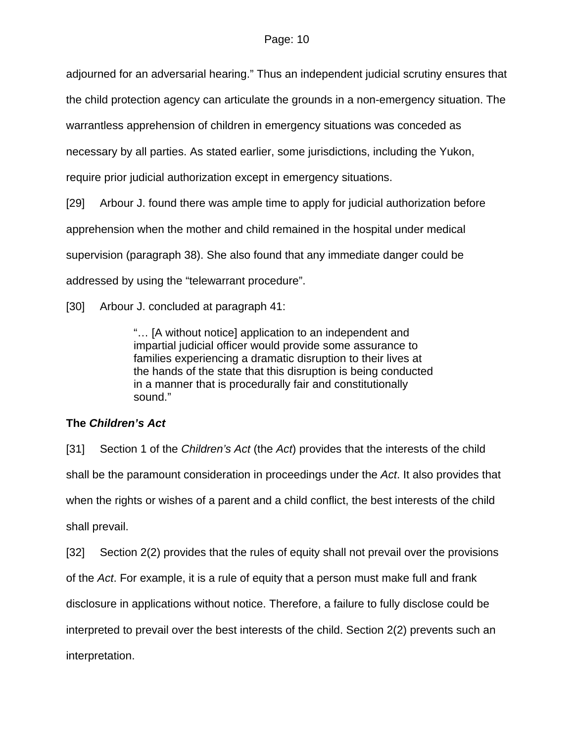adjourned for an adversarial hearing." Thus an independent judicial scrutiny ensures that the child protection agency can articulate the grounds in a non-emergency situation. The warrantless apprehension of children in emergency situations was conceded as necessary by all parties. As stated earlier, some jurisdictions, including the Yukon, require prior judicial authorization except in emergency situations.

[29] Arbour J. found there was ample time to apply for judicial authorization before apprehension when the mother and child remained in the hospital under medical supervision (paragraph 38). She also found that any immediate danger could be addressed by using the "telewarrant procedure".

[30] Arbour J. concluded at paragraph 41:

> "… [A without notice] application to an independent and impartial judicial officer would provide some assurance to families experiencing a dramatic disruption to their lives at the hands of the state that this disruption is being conducted in a manner that is procedurally fair and constitutionally sound."

**The *Children's Act***

[31] Section 1 of the *Children's Act* (the *Act*) provides that the interests of the child shall be the paramount consideration in proceedings under the *Act*. It also provides that when the rights or wishes of a parent and a child conflict, the best interests of the child shall prevail.

[32] Section 2(2) provides that the rules of equity shall not prevail over the provisions of the *Act*. For example, it is a rule of equity that a person must make full and frank disclosure in applications without notice. Therefore, a failure to fully disclose could be interpreted to prevail over the best interests of the child. Section 2(2) prevents such an interpretation.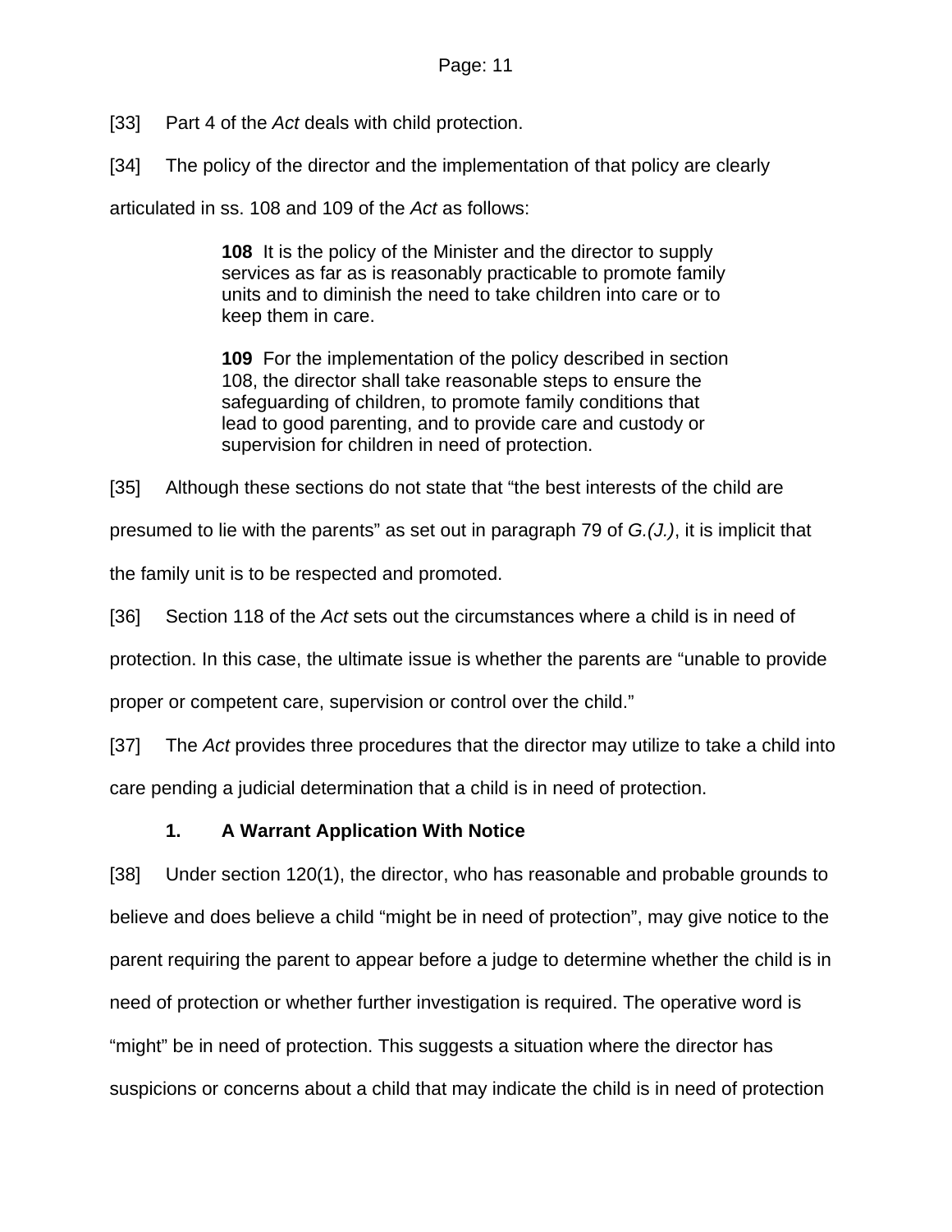[33] Part 4 of the *Act* deals with child protection.

[34] The policy of the director and the implementation of that policy are clearly articulated in ss. 108 and 109 of the *Act* as follows:

> **108** It is the policy of the Minister and the director to supply services as far as is reasonably practicable to promote family units and to diminish the need to take children into care or to keep them in care.
>
> **109** For the implementation of the policy described in section 108, the director shall take reasonable steps to ensure the safeguarding of children, to promote family conditions that lead to good parenting, and to provide care and custody or supervision for children in need of protection.

[35] Although these sections do not state that "the best interests of the child are presumed to lie with the parents" as set out in paragraph 79 of *G.(J.)*, it is implicit that the family unit is to be respected and promoted.

[36] Section 118 of the *Act* sets out the circumstances where a child is in need of protection. In this case, the ultimate issue is whether the parents are "unable to provide proper or competent care, supervision or control over the child."

[37] The *Act* provides three procedures that the director may utilize to take a child into care pending a judicial determination that a child is in need of protection.

### 1. A Warrant Application With Notice

[38] Under section 120(1), the director, who has reasonable and probable grounds to believe and does believe a child "might be in need of protection", may give notice to the parent requiring the parent to appear before a judge to determine whether the child is in need of protection or whether further investigation is required. The operative word is "might" be in need of protection. This suggests a situation where the director has suspicions or concerns about a child that may indicate the child is in need of protection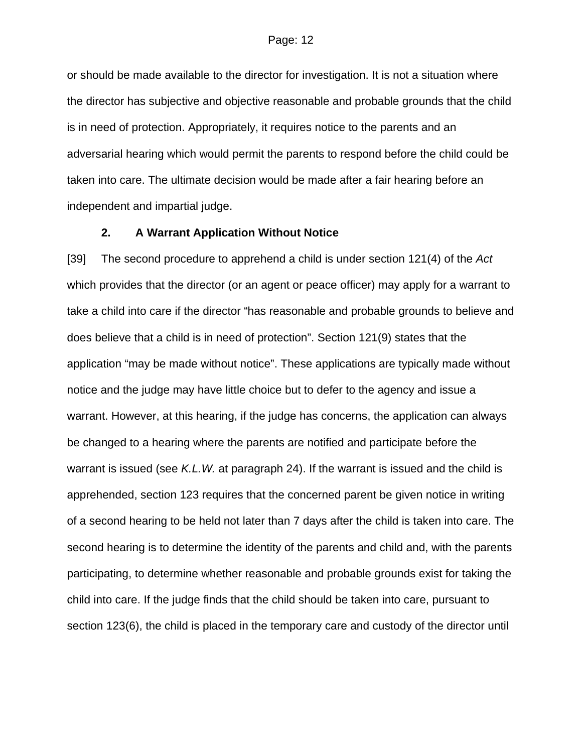or should be made available to the director for investigation. It is not a situation where the director has subjective and objective reasonable and probable grounds that the child is in need of protection. Appropriately, it requires notice to the parents and an adversarial hearing which would permit the parents to respond before the child could be taken into care. The ultimate decision would be made after a fair hearing before an independent and impartial judge.

### 2. A Warrant Application Without Notice

[39] The second procedure to apprehend a child is under section 121(4) of the *Act* which provides that the director (or an agent or peace officer) may apply for a warrant to take a child into care if the director "has reasonable and probable grounds to believe and does believe that a child is in need of protection". Section 121(9) states that the application "may be made without notice". These applications are typically made without notice and the judge may have little choice but to defer to the agency and issue a warrant. However, at this hearing, if the judge has concerns, the application can always be changed to a hearing where the parents are notified and participate before the warrant is issued (see *K.L.W.* at paragraph 24). If the warrant is issued and the child is apprehended, section 123 requires that the concerned parent be given notice in writing of a second hearing to be held not later than 7 days after the child is taken into care. The second hearing is to determine the identity of the parents and child and, with the parents participating, to determine whether reasonable and probable grounds exist for taking the child into care. If the judge finds that the child should be taken into care, pursuant to section 123(6), the child is placed in the temporary care and custody of the director until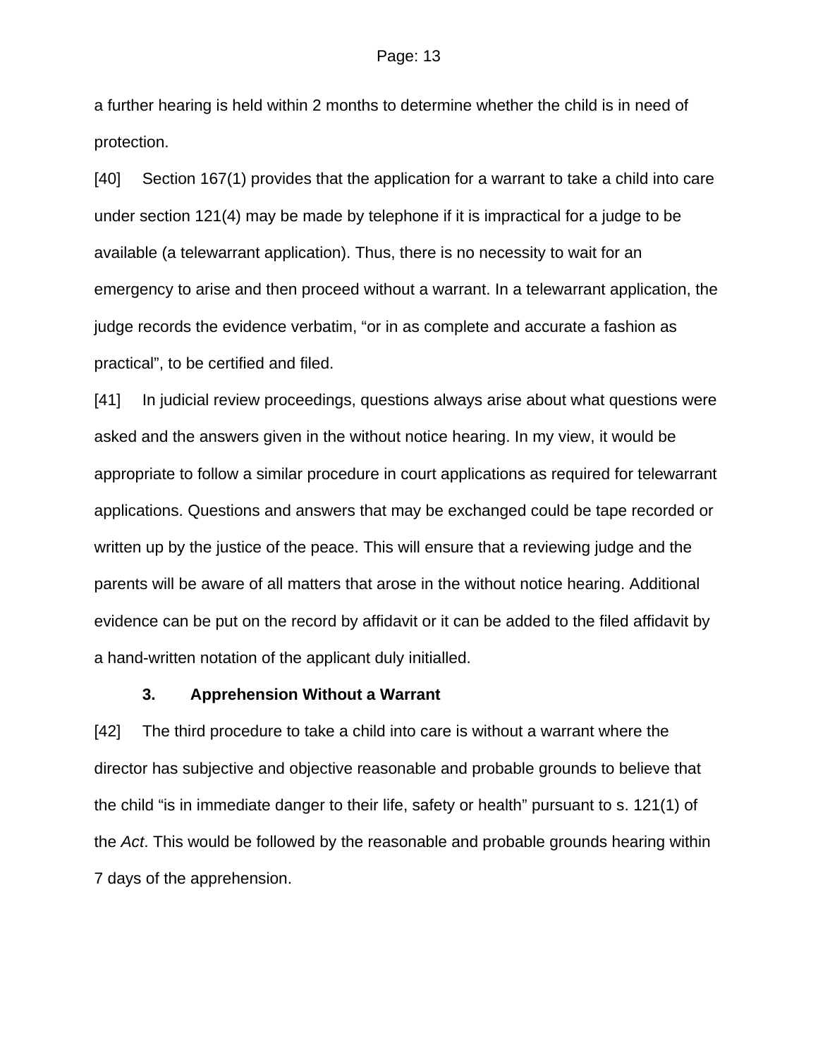a further hearing is held within 2 months to determine whether the child is in need of protection.

[40] Section 167(1) provides that the application for a warrant to take a child into care under section 121(4) may be made by telephone if it is impractical for a judge to be available (a telewarrant application). Thus, there is no necessity to wait for an emergency to arise and then proceed without a warrant. In a telewarrant application, the judge records the evidence verbatim, "or in as complete and accurate a fashion as practical", to be certified and filed.

[41] In judicial review proceedings, questions always arise about what questions were asked and the answers given in the without notice hearing. In my view, it would be appropriate to follow a similar procedure in court applications as required for telewarrant applications. Questions and answers that may be exchanged could be tape recorded or written up by the justice of the peace. This will ensure that a reviewing judge and the parents will be aware of all matters that arose in the without notice hearing. Additional evidence can be put on the record by affidavit or it can be added to the filed affidavit by a hand-written notation of the applicant duly initialled.

### 3. Apprehension Without a Warrant

[42] The third procedure to take a child into care is without a warrant where the director has subjective and objective reasonable and probable grounds to believe that the child "is in immediate danger to their life, safety or health" pursuant to s. 121(1) of the *Act*. This would be followed by the reasonable and probable grounds hearing within 7 days of the apprehension.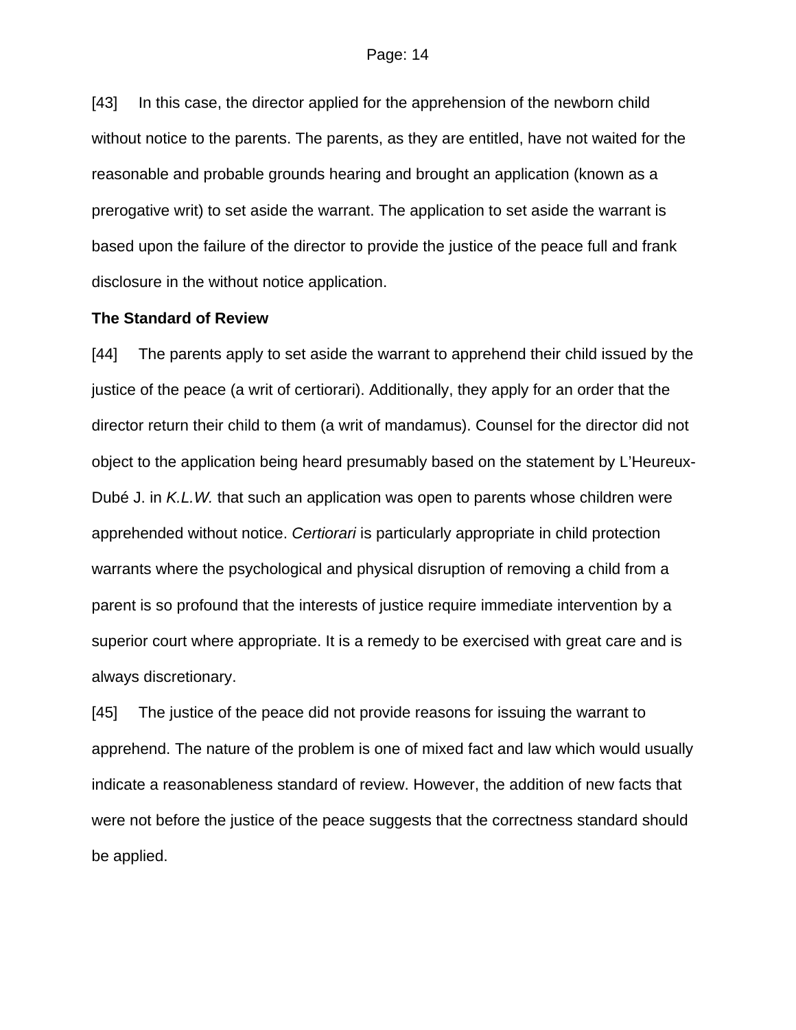[43] In this case, the director applied for the apprehension of the newborn child without notice to the parents. The parents, as they are entitled, have not waited for the reasonable and probable grounds hearing and brought an application (known as a prerogative writ) to set aside the warrant. The application to set aside the warrant is based upon the failure of the director to provide the justice of the peace full and frank disclosure in the without notice application.

**The Standard of Review**

[44] The parents apply to set aside the warrant to apprehend their child issued by the justice of the peace (a writ of certiorari). Additionally, they apply for an order that the director return their child to them (a writ of mandamus). Counsel for the director did not object to the application being heard presumably based on the statement by L'Heureux-Dubé J. in *K.L.W.* that such an application was open to parents whose children were apprehended without notice. *Certiorari* is particularly appropriate in child protection warrants where the psychological and physical disruption of removing a child from a parent is so profound that the interests of justice require immediate intervention by a superior court where appropriate. It is a remedy to be exercised with great care and is always discretionary.

[45] The justice of the peace did not provide reasons for issuing the warrant to apprehend. The nature of the problem is one of mixed fact and law which would usually indicate a reasonableness standard of review. However, the addition of new facts that were not before the justice of the peace suggests that the correctness standard should be applied.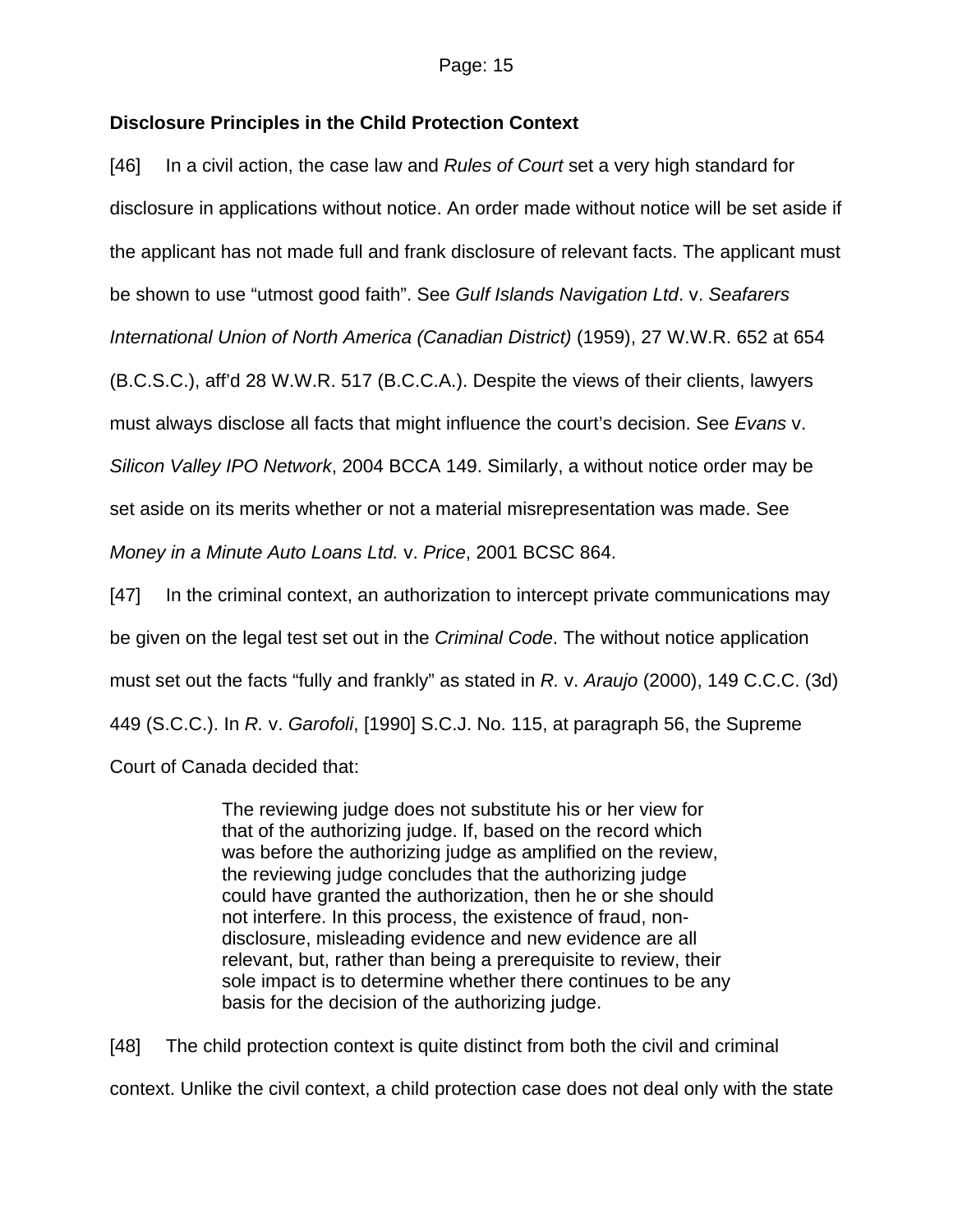**Disclosure Principles in the Child Protection Context**

[46] In a civil action, the case law and *Rules of Court* set a very high standard for disclosure in applications without notice. An order made without notice will be set aside if the applicant has not made full and frank disclosure of relevant facts. The applicant must be shown to use “utmost good faith”. See *Gulf Islands Navigation Ltd*. v. *Seafarers International Union of North America (Canadian District)* (1959), 27 W.W.R. 652 at 654 (B.C.S.C.), aff’d 28 W.W.R. 517 (B.C.C.A.). Despite the views of their clients, lawyers must always disclose all facts that might influence the court’s decision. See *Evans* v. *Silicon Valley IPO Network*, 2004 BCCA 149. Similarly, a without notice order may be set aside on its merits whether or not a material misrepresentation was made. See *Money in a Minute Auto Loans Ltd.* v. *Price*, 2001 BCSC 864.

[47] In the criminal context, an authorization to intercept private communications may be given on the legal test set out in the *Criminal Code*. The without notice application must set out the facts “fully and frankly” as stated in *R.* v. *Araujo* (2000), 149 C.C.C. (3d) 449 (S.C.C.). In *R.* v. *Garofoli*, [1990] S.C.J. No. 115, at paragraph 56, the Supreme Court of Canada decided that:

> The reviewing judge does not substitute his or her view for that of the authorizing judge. If, based on the record which was before the authorizing judge as amplified on the review, the reviewing judge concludes that the authorizing judge could have granted the authorization, then he or she should not interfere. In this process, the existence of fraud, non-disclosure, misleading evidence and new evidence are all relevant, but, rather than being a prerequisite to review, their sole impact is to determine whether there continues to be any basis for the decision of the authorizing judge.

[48] The child protection context is quite distinct from both the civil and criminal context. Unlike the civil context, a child protection case does not deal only with the state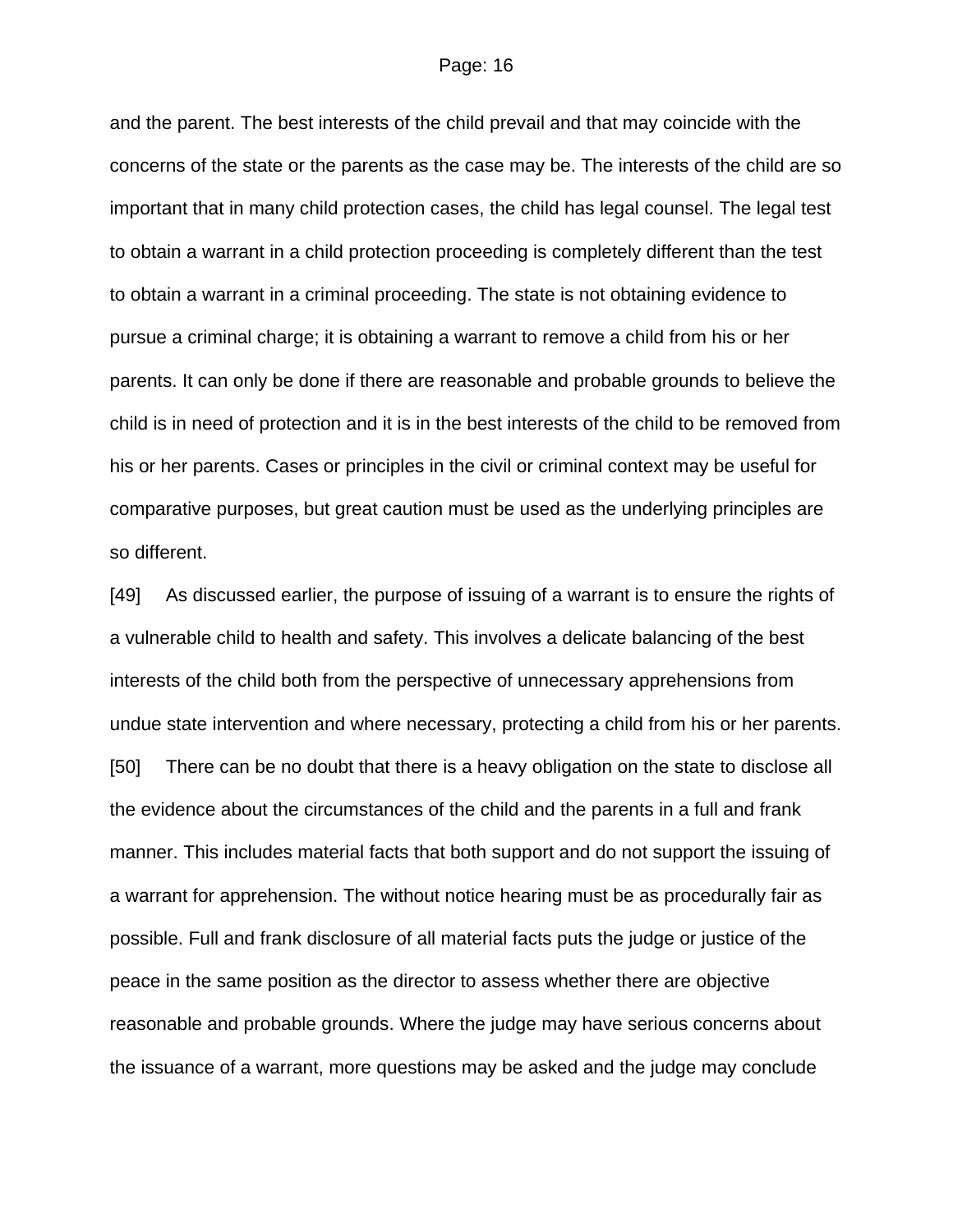and the parent. The best interests of the child prevail and that may coincide with the concerns of the state or the parents as the case may be. The interests of the child are so important that in many child protection cases, the child has legal counsel. The legal test to obtain a warrant in a child protection proceeding is completely different than the test to obtain a warrant in a criminal proceeding. The state is not obtaining evidence to pursue a criminal charge; it is obtaining a warrant to remove a child from his or her parents. It can only be done if there are reasonable and probable grounds to believe the child is in need of protection and it is in the best interests of the child to be removed from his or her parents. Cases or principles in the civil or criminal context may be useful for comparative purposes, but great caution must be used as the underlying principles are so different.

[49] As discussed earlier, the purpose of issuing of a warrant is to ensure the rights of a vulnerable child to health and safety. This involves a delicate balancing of the best interests of the child both from the perspective of unnecessary apprehensions from undue state intervention and where necessary, protecting a child from his or her parents.

[50] There can be no doubt that there is a heavy obligation on the state to disclose all the evidence about the circumstances of the child and the parents in a full and frank manner. This includes material facts that both support and do not support the issuing of a warrant for apprehension. The without notice hearing must be as procedurally fair as possible. Full and frank disclosure of all material facts puts the judge or justice of the peace in the same position as the director to assess whether there are objective reasonable and probable grounds. Where the judge may have serious concerns about the issuance of a warrant, more questions may be asked and the judge may conclude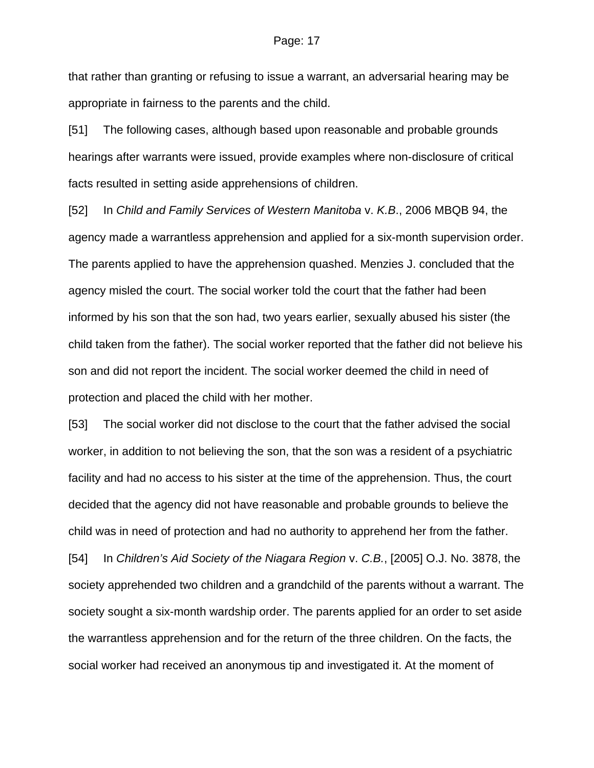that rather than granting or refusing to issue a warrant, an adversarial hearing may be appropriate in fairness to the parents and the child.

[51] The following cases, although based upon reasonable and probable grounds hearings after warrants were issued, provide examples where non-disclosure of critical facts resulted in setting aside apprehensions of children.

[52] In *Child and Family Services of Western Manitoba* v. *K.B*., 2006 MBQB 94, the agency made a warrantless apprehension and applied for a six-month supervision order. The parents applied to have the apprehension quashed. Menzies J. concluded that the agency misled the court. The social worker told the court that the father had been informed by his son that the son had, two years earlier, sexually abused his sister (the child taken from the father). The social worker reported that the father did not believe his son and did not report the incident. The social worker deemed the child in need of protection and placed the child with her mother.

[53] The social worker did not disclose to the court that the father advised the social worker, in addition to not believing the son, that the son was a resident of a psychiatric facility and had no access to his sister at the time of the apprehension. Thus, the court decided that the agency did not have reasonable and probable grounds to believe the child was in need of protection and had no authority to apprehend her from the father.

[54] In *Children's Aid Society of the Niagara Region* v. *C.B.*, [2005] O.J. No. 3878, the society apprehended two children and a grandchild of the parents without a warrant. The society sought a six-month wardship order. The parents applied for an order to set aside the warrantless apprehension and for the return of the three children. On the facts, the social worker had received an anonymous tip and investigated it. At the moment of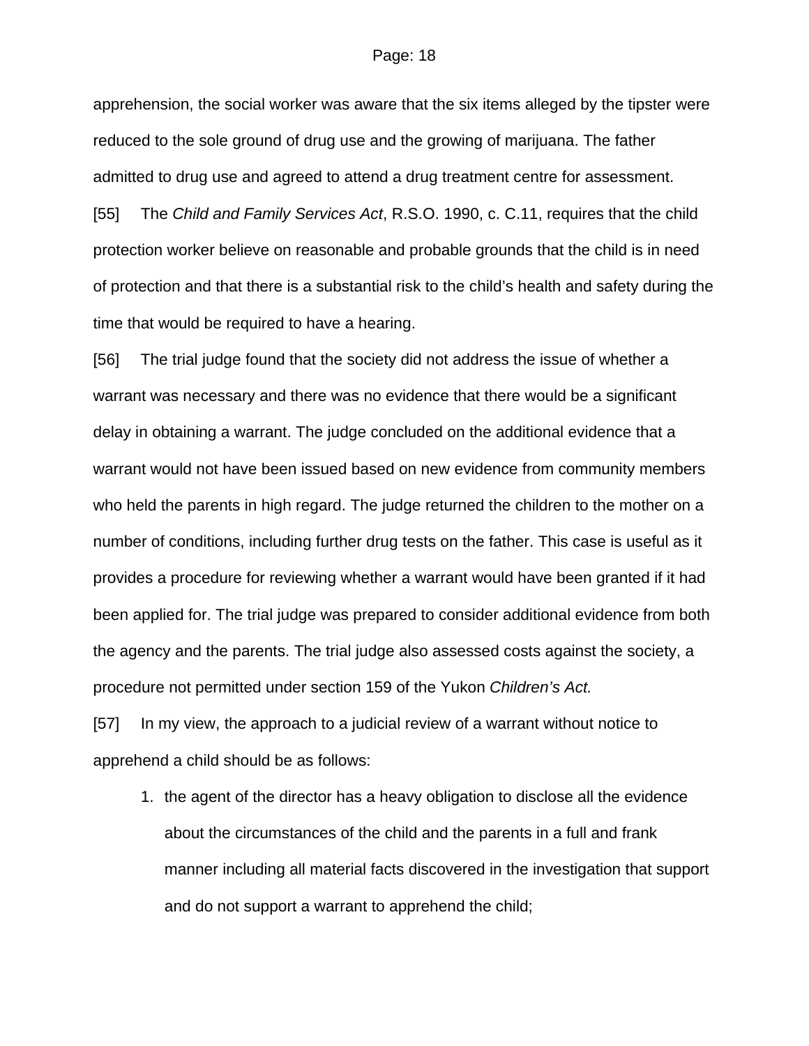apprehension, the social worker was aware that the six items alleged by the tipster were reduced to the sole ground of drug use and the growing of marijuana. The father admitted to drug use and agreed to attend a drug treatment centre for assessment.

[55] The *Child and Family Services Act*, R.S.O. 1990, c. C.11, requires that the child protection worker believe on reasonable and probable grounds that the child is in need of protection and that there is a substantial risk to the child's health and safety during the time that would be required to have a hearing.

[56] The trial judge found that the society did not address the issue of whether a warrant was necessary and there was no evidence that there would be a significant delay in obtaining a warrant. The judge concluded on the additional evidence that a warrant would not have been issued based on new evidence from community members who held the parents in high regard. The judge returned the children to the mother on a number of conditions, including further drug tests on the father. This case is useful as it provides a procedure for reviewing whether a warrant would have been granted if it had been applied for. The trial judge was prepared to consider additional evidence from both the agency and the parents. The trial judge also assessed costs against the society, a procedure not permitted under section 159 of the Yukon *Children's Act.*

[57] In my view, the approach to a judicial review of a warrant without notice to apprehend a child should be as follows:

1. the agent of the director has a heavy obligation to disclose all the evidence about the circumstances of the child and the parents in a full and frank manner including all material facts discovered in the investigation that support and do not support a warrant to apprehend the child;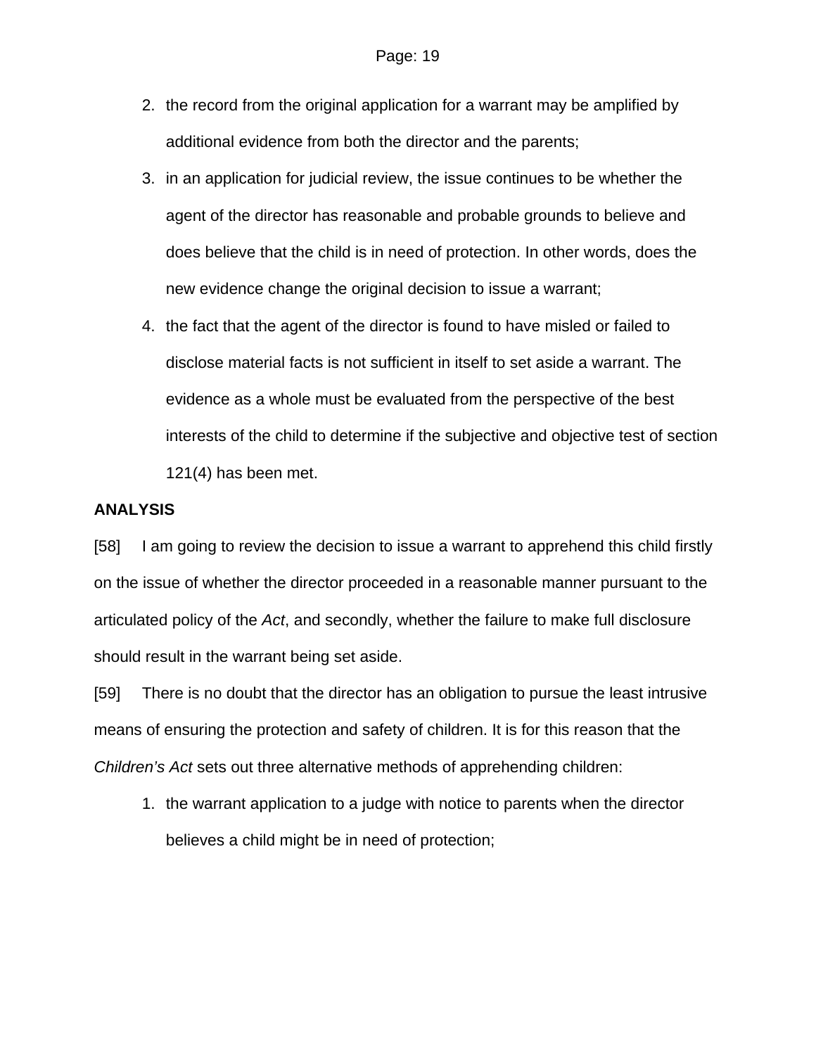2. the record from the original application for a warrant may be amplified by additional evidence from both the director and the parents;
3. in an application for judicial review, the issue continues to be whether the agent of the director has reasonable and probable grounds to believe and does believe that the child is in need of protection. In other words, does the new evidence change the original decision to issue a warrant;
4. the fact that the agent of the director is found to have misled or failed to disclose material facts is not sufficient in itself to set aside a warrant. The evidence as a whole must be evaluated from the perspective of the best interests of the child to determine if the subjective and objective test of section 121(4) has been met.

**ANALYSIS**

[58] I am going to review the decision to issue a warrant to apprehend this child firstly on the issue of whether the director proceeded in a reasonable manner pursuant to the articulated policy of the *Act*, and secondly, whether the failure to make full disclosure should result in the warrant being set aside.

[59] There is no doubt that the director has an obligation to pursue the least intrusive means of ensuring the protection and safety of children. It is for this reason that the *Children's Act* sets out three alternative methods of apprehending children:

1. the warrant application to a judge with notice to parents when the director believes a child might be in need of protection;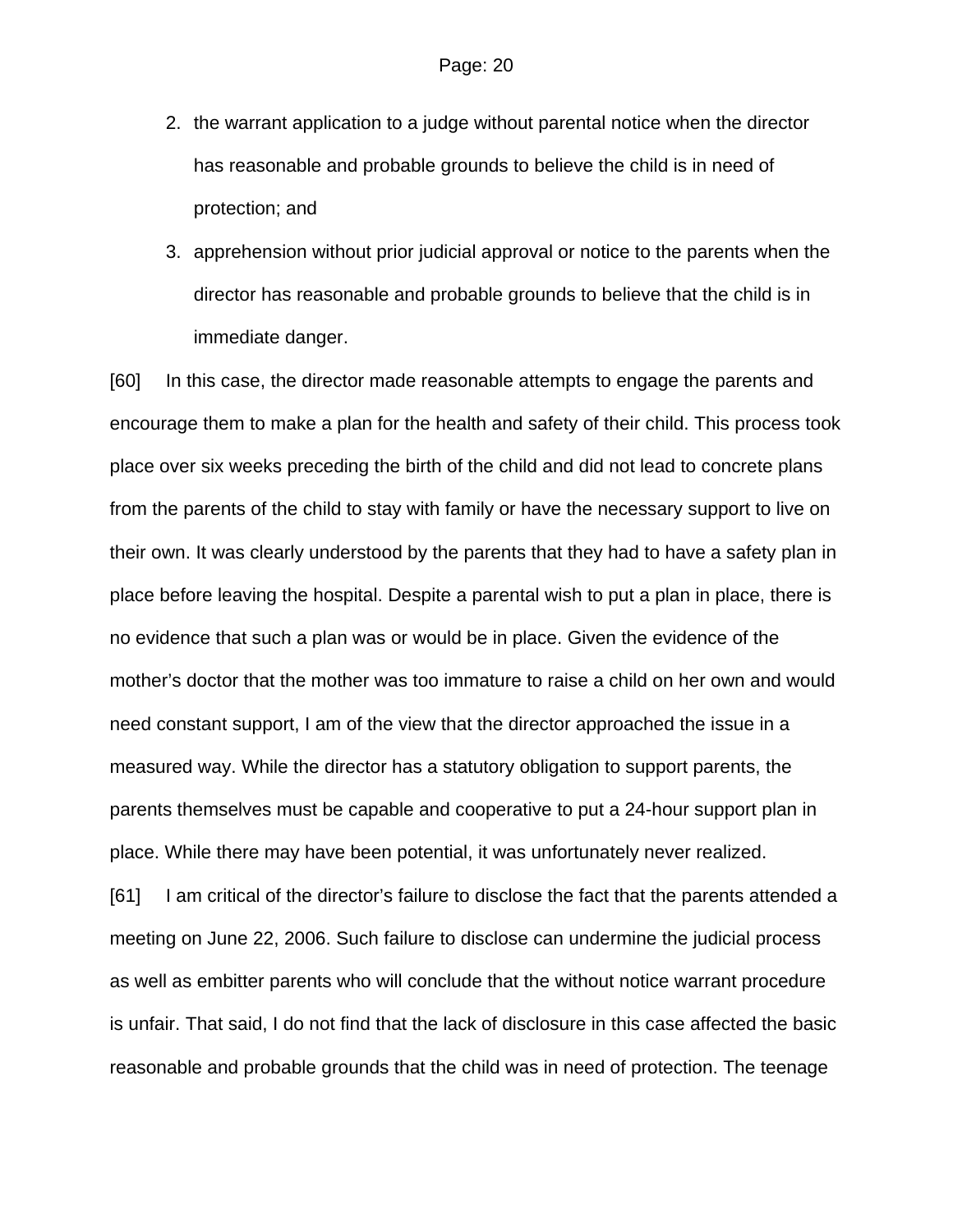2. the warrant application to a judge without parental notice when the director has reasonable and probable grounds to believe the child is in need of protection; and
3. apprehension without prior judicial approval or notice to the parents when the director has reasonable and probable grounds to believe that the child is in immediate danger.

[60] In this case, the director made reasonable attempts to engage the parents and encourage them to make a plan for the health and safety of their child. This process took place over six weeks preceding the birth of the child and did not lead to concrete plans from the parents of the child to stay with family or have the necessary support to live on their own. It was clearly understood by the parents that they had to have a safety plan in place before leaving the hospital. Despite a parental wish to put a plan in place, there is no evidence that such a plan was or would be in place. Given the evidence of the mother's doctor that the mother was too immature to raise a child on her own and would need constant support, I am of the view that the director approached the issue in a measured way. While the director has a statutory obligation to support parents, the parents themselves must be capable and cooperative to put a 24-hour support plan in place. While there may have been potential, it was unfortunately never realized.

[61] I am critical of the director's failure to disclose the fact that the parents attended a meeting on June 22, 2006. Such failure to disclose can undermine the judicial process as well as embitter parents who will conclude that the without notice warrant procedure is unfair. That said, I do not find that the lack of disclosure in this case affected the basic reasonable and probable grounds that the child was in need of protection. The teenage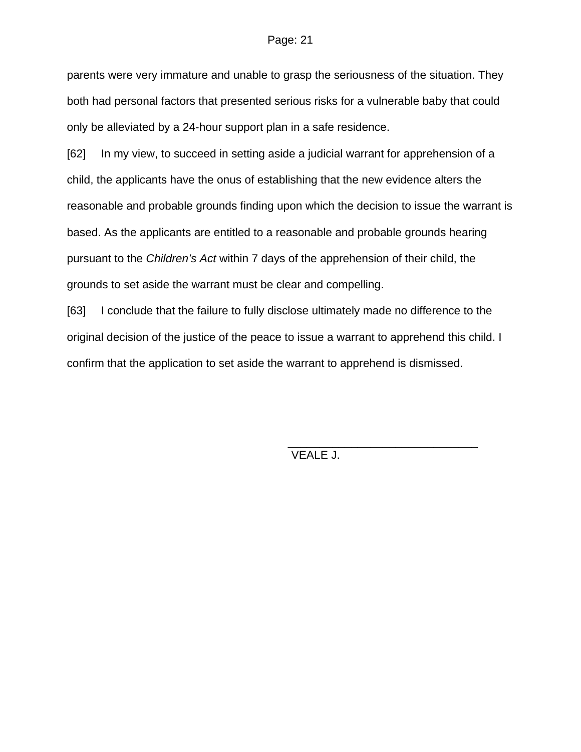parents were very immature and unable to grasp the seriousness of the situation. They both had personal factors that presented serious risks for a vulnerable baby that could only be alleviated by a 24-hour support plan in a safe residence.

[62] In my view, to succeed in setting aside a judicial warrant for apprehension of a child, the applicants have the onus of establishing that the new evidence alters the reasonable and probable grounds finding upon which the decision to issue the warrant is based. As the applicants are entitled to a reasonable and probable grounds hearing pursuant to the *Children's Act* within 7 days of the apprehension of their child, the grounds to set aside the warrant must be clear and compelling.

[63] I conclude that the failure to fully disclose ultimately made no difference to the original decision of the justice of the peace to issue a warrant to apprehend this child. I confirm that the application to set aside the warrant to apprehend is dismissed.

______________________________
VEALE J.